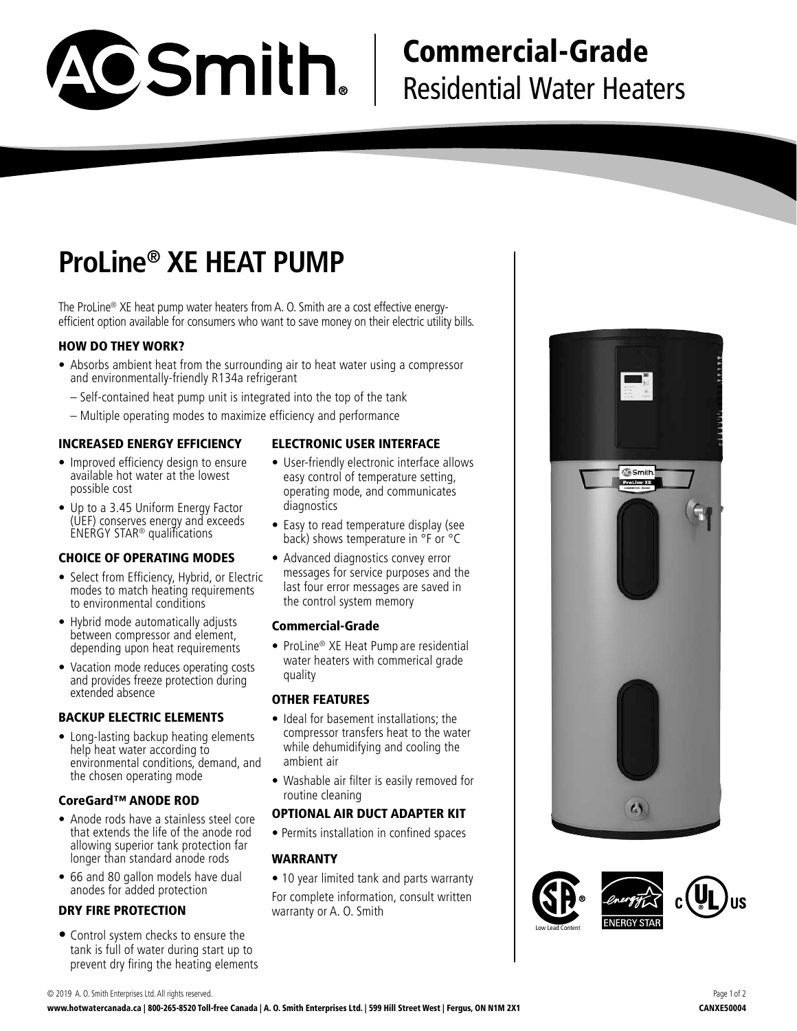# A.O. Smith | Commercial-Grade Residential Water Heaters

## ProLine® XE HEAT PUMP

The ProLine® XE heat pump water heaters from A. O. Smith are a cost effective energy-efficient option available for consumers who want to save money on their electric utility bills.

### HOW DO THEY WORK?

- Absorbs ambient heat from the surrounding air to heat water using a compressor and environmentally-friendly R134a refrigerant
  - Self-contained heat pump unit is integrated into the top of the tank
  - Multiple operating modes to maximize efficiency and performance

### INCREASED ENERGY EFFICIENCY

- Improved efficiency design to ensure available hot water at the lowest possible cost
- Up to a 3.45 Uniform Energy Factor (UEF) conserves energy and exceeds ENERGY STAR® qualifications

### CHOICE OF OPERATING MODES

- Select from Efficiency, Hybrid, or Electric modes to match heating requirements to environmental conditions
- Hybrid mode automatically adjusts between compressor and element, depending upon heat requirements
- Vacation mode reduces operating costs and provides freeze protection during extended absence

### BACKUP ELECTRIC ELEMENTS

- Long-lasting backup heating elements help heat water according to environmental conditions, demand, and the chosen operating mode

### CoreGard™ ANODE ROD

- Anode rods have a stainless steel core that extends the life of the anode rod allowing superior tank protection far longer than standard anode rods
- 66 and 80 gallon models have dual anodes for added protection

### DRY FIRE PROTECTION

- Control system checks to ensure the tank is full of water during start up to prevent dry firing the heating elements

### ELECTRONIC USER INTERFACE

- User-friendly electronic interface allows easy control of temperature setting, operating mode, and communicates diagnostics
- Easy to read temperature display (see back) shows temperature in °F or °C
- Advanced diagnostics convey error messages for service purposes and the last four error messages are saved in the control system memory

### Commercial-Grade

- ProLine® XE Heat Pump are residential water heaters with commerical grade quality

### OTHER FEATURES

- Ideal for basement installations; the compressor transfers heat to the water while dehumidifying and cooling the ambient air
- Washable air filter is easily removed for routine cleaning

### OPTIONAL AIR DUCT ADAPTER KIT

- Permits installation in confined spaces

### WARRANTY

- 10 year limited tank and parts warranty

For complete information, consult written warranty or A. O. Smith

Low Lead Content

© 2019 A. O. Smith Enterprises Ltd. All rights reserved.

www.hotwatercanada.ca | 800-265-8520 Toll-free Canada | A. O. Smith Enterprises Ltd. | 599 Hill Street West | Fergus, ON N1M 2X1

CANXE50004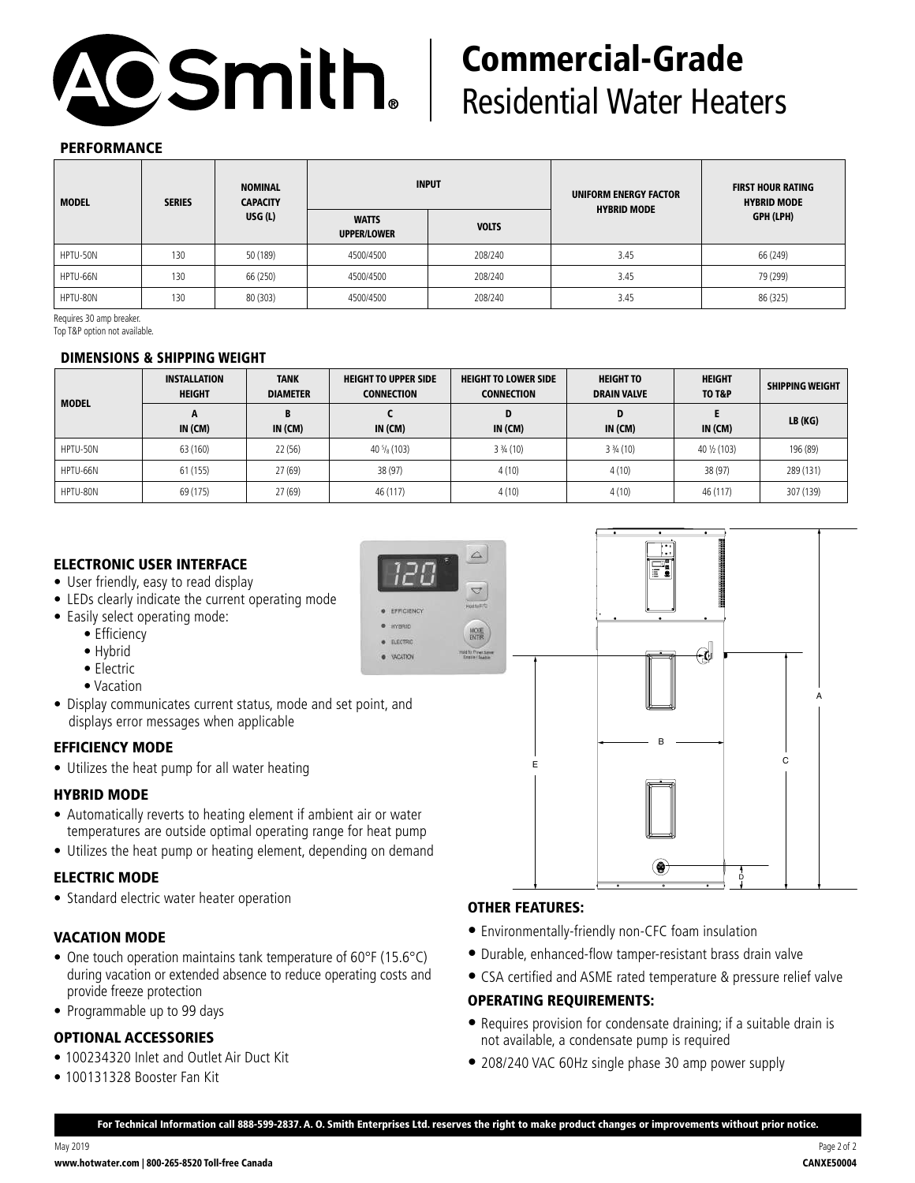# A.O. Smith | Commercial-Grade Residential Water Heaters

## PERFORMANCE

| MODEL | SERIES | NOMINAL CAPACITY USG (L) | INPUT | | UNIFORM ENERGY FACTOR HYBRID MODE | FIRST HOUR RATING HYBRID MODE GPH (LPH) |
|---|---|---|---|---|---|---|
| | | | WATTS UPPER/LOWER | VOLTS | | |
| HPTU-50N | 130 | 50 (189) | 4500/4500 | 208/240 | 3.45 | 66 (249) |
| HPTU-66N | 130 | 66 (250) | 4500/4500 | 208/240 | 3.45 | 79 (299) |
| HPTU-80N | 130 | 80 (303) | 4500/4500 | 208/240 | 3.45 | 86 (325) |

Requires 30 amp breaker.
Top T&P option not available.

## DIMENSIONS & SHIPPING WEIGHT

| MODEL | INSTALLATION HEIGHT | TANK DIAMETER | HEIGHT TO UPPER SIDE CONNECTION | HEIGHT TO LOWER SIDE CONNECTION | HEIGHT TO DRAIN VALVE | HEIGHT TO T&P | SHIPPING WEIGHT |
|---|---|---|---|---|---|---|---|
| | A IN (CM) | B IN (CM) | C IN (CM) | D IN (CM) | D IN (CM) | E IN (CM) | LB (KG) |
| HPTU-50N | 63 (160) | 22 (56) | 40 5/8 (103) | 3 ¾ (10) | 3 ¾ (10) | 40 ½ (103) | 196 (89) |
| HPTU-66N | 61 (155) | 27 (69) | 38 (97) | 4 (10) | 4 (10) | 38 (97) | 289 (131) |
| HPTU-80N | 69 (175) | 27 (69) | 46 (117) | 4 (10) | 4 (10) | 46 (117) | 307 (139) |

### ELECTRONIC USER INTERFACE

- User friendly, easy to read display
- LEDs clearly indicate the current operating mode
- Easily select operating mode:
  - Efficiency
  - Hybrid
  - Electric
  - Vacation
- Display communicates current status, mode and set point, and displays error messages when applicable

### EFFICIENCY MODE

- Utilizes the heat pump for all water heating

### HYBRID MODE

- Automatically reverts to heating element if ambient air or water temperatures are outside optimal operating range for heat pump
- Utilizes the heat pump or heating element, depending on demand

### ELECTRIC MODE

- Standard electric water heater operation

### VACATION MODE

- One touch operation maintains tank temperature of 60°F (15.6°C) during vacation or extended absence to reduce operating costs and provide freeze protection
- Programmable up to 99 days

### OPTIONAL ACCESSORIES

- 100234320 Inlet and Outlet Air Duct Kit
- 100131328 Booster Fan Kit

### OTHER FEATURES:

- Environmentally-friendly non-CFC foam insulation
- Durable, enhanced-flow tamper-resistant brass drain valve
- CSA certified and ASME rated temperature & pressure relief valve

### OPERATING REQUIREMENTS:

- Requires provision for condensate draining; if a suitable drain is not available, a condensate pump is required
- 208/240 VAC 60Hz single phase 30 amp power supply

**For Technical Information call 888-599-2837. A. O. Smith Enterprises Ltd. reserves the right to make product changes or improvements without prior notice.**

May 2019

www.hotwater.com | 800-265-8520 Toll-free Canada

CANXE50004